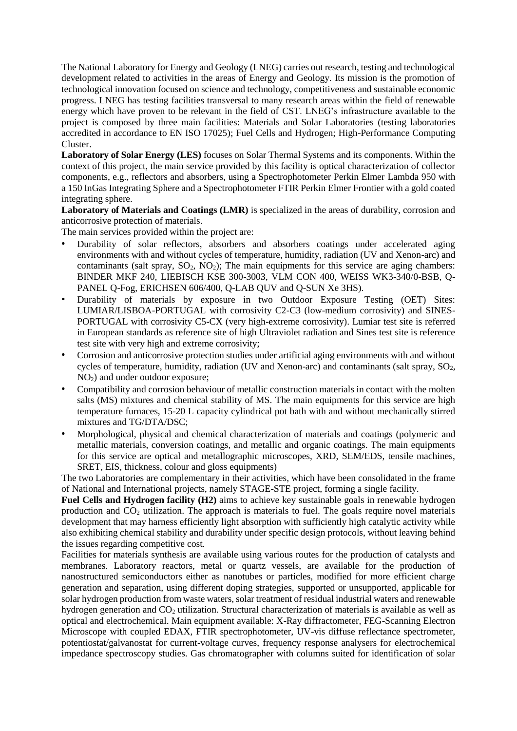The National Laboratory for Energy and Geology (LNEG) carries out research, testing and technological development related to activities in the areas of Energy and Geology. Its mission is the promotion of technological innovation focused on science and technology, competitiveness and sustainable economic progress. LNEG has testing facilities transversal to many research areas within the field of renewable energy which have proven to be relevant in the field of CST. LNEG's infrastructure available to the project is composed by three main facilities: Materials and Solar Laboratories (testing laboratories accredited in accordance to EN ISO 17025); Fuel Cells and Hydrogen; High-Performance Computing Cluster.

**Laboratory of Solar Energy (LES)** focuses on Solar Thermal Systems and its components. Within the context of this project, the main service provided by this facility is optical characterization of collector components, e.g., reflectors and absorbers, using a Spectrophotometer Perkin Elmer Lambda 950 with a 150 InGas Integrating Sphere and a Spectrophotometer FTIR Perkin Elmer Frontier with a gold coated integrating sphere.

**Laboratory of Materials and Coatings (LMR)** is specialized in the areas of durability, corrosion and anticorrosive protection of materials.

The main services provided within the project are:

- Durability of solar reflectors, absorbers and absorbers coatings under accelerated aging environments with and without cycles of temperature, humidity, radiation (UV and Xenon-arc) and contaminants (salt spray, $SO_2$, $NO_2$); The main equipments for this service are aging chambers: BINDER MKF 240, LIEBISCH KSE 300-3003, VLM CON 400, WEISS WK3-340/0-BSB, Q-PANEL Q-Fog, ERICHSEN 606/400, Q-LAB QUV and Q-SUN Xe 3HS).
- Durability of materials by exposure in two Outdoor Exposure Testing (OET) Sites: LUMIAR/LISBOA-PORTUGAL with corrosivity C2-C3 (low-medium corrosivity) and SINES-PORTUGAL with corrosivity C5-CX (very high-extreme corrosivity). Lumiar test site is referred in European standards as reference site of high Ultraviolet radiation and Sines test site is reference test site with very high and extreme corrosivity;
- Corrosion and anticorrosive protection studies under artificial aging environments with and without cycles of temperature, humidity, radiation (UV and Xenon-arc) and contaminants (salt spray, $SO_2$, $NO_2$) and under outdoor exposure;
- Compatibility and corrosion behaviour of metallic construction materials in contact with the molten salts (MS) mixtures and chemical stability of MS. The main equipments for this service are high temperature furnaces, 15-20 L capacity cylindrical pot bath with and without mechanically stirred mixtures and TG/DTA/DSC;
- Morphological, physical and chemical characterization of materials and coatings (polymeric and metallic materials, conversion coatings, and metallic and organic coatings. The main equipments for this service are optical and metallographic microscopes, XRD, SEM/EDS, tensile machines, SRET, EIS, thickness, colour and gloss equipments)

The two Laboratories are complementary in their activities, which have been consolidated in the frame of National and International projects, namely STAGE-STE project, forming a single facility.

**Fuel Cells and Hydrogen facility (H2)** aims to achieve key sustainable goals in renewable hydrogen production and $CO_2$ utilization. The approach is materials to fuel. The goals require novel materials development that may harness efficiently light absorption with sufficiently high catalytic activity while also exhibiting chemical stability and durability under specific design protocols, without leaving behind the issues regarding competitive cost.

Facilities for materials synthesis are available using various routes for the production of catalysts and membranes. Laboratory reactors, metal or quartz vessels, are available for the production of nanostructured semiconductors either as nanotubes or particles, modified for more efficient charge generation and separation, using different doping strategies, supported or unsupported, applicable for solar hydrogen production from waste waters, solar treatment of residual industrial waters and renewable hydrogen generation and $CO_2$ utilization. Structural characterization of materials is available as well as optical and electrochemical. Main equipment available: X-Ray diffractometer, FEG-Scanning Electron Microscope with coupled EDAX, FTIR spectrophotometer, UV-vis diffuse reflectance spectrometer, potentiostat/galvanostat for current-voltage curves, frequency response analysers for electrochemical impedance spectroscopy studies. Gas chromatographer with columns suited for identification of solar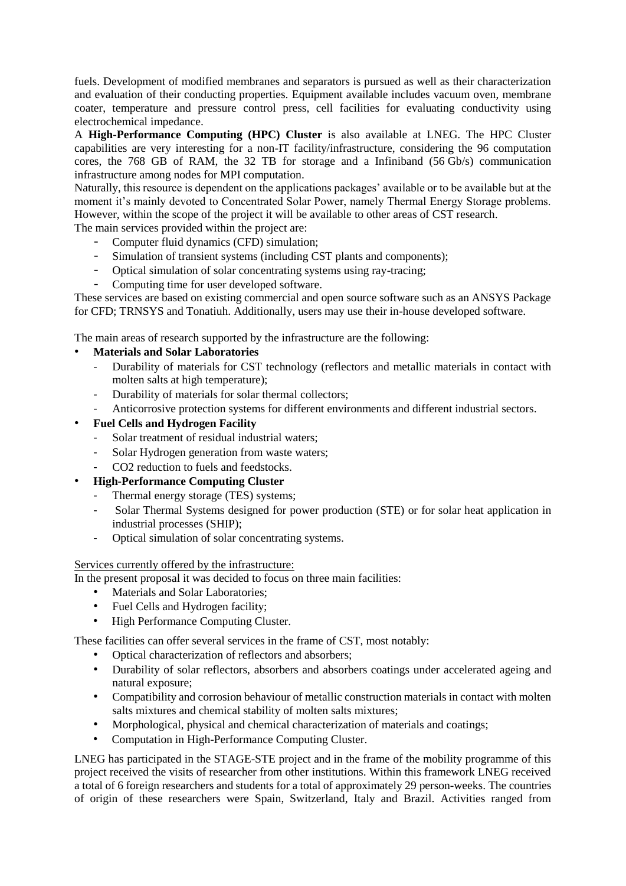fuels. Development of modified membranes and separators is pursued as well as their characterization and evaluation of their conducting properties. Equipment available includes vacuum oven, membrane coater, temperature and pressure control press, cell facilities for evaluating conductivity using electrochemical impedance.

A **High-Performance Computing (HPC) Cluster** is also available at LNEG. The HPC Cluster capabilities are very interesting for a non-IT facility/infrastructure, considering the 96 computation cores, the 768 GB of RAM, the 32 TB for storage and a Infiniband (56 Gb/s) communication infrastructure among nodes for MPI computation.

Naturally, this resource is dependent on the applications packages' available or to be available but at the moment it's mainly devoted to Concentrated Solar Power, namely Thermal Energy Storage problems. However, within the scope of the project it will be available to other areas of CST research.

The main services provided within the project are:

- Computer fluid dynamics (CFD) simulation;
- Simulation of transient systems (including CST plants and components);
- Optical simulation of solar concentrating systems using ray-tracing;
- Computing time for user developed software.

These services are based on existing commercial and open source software such as an ANSYS Package for CFD; TRNSYS and Tonatiuh. Additionally, users may use their in-house developed software.

The main areas of research supported by the infrastructure are the following:

- **Materials and Solar Laboratories**
  - Durability of materials for CST technology (reflectors and metallic materials in contact with molten salts at high temperature);
  - Durability of materials for solar thermal collectors;
  - Anticorrosive protection systems for different environments and different industrial sectors.
- **Fuel Cells and Hydrogen Facility**
  - Solar treatment of residual industrial waters;
  - Solar Hydrogen generation from waste waters;
  - CO2 reduction to fuels and feedstocks.
- **High-Performance Computing Cluster**
  - Thermal energy storage (TES) systems;
  - Solar Thermal Systems designed for power production (STE) or for solar heat application in industrial processes (SHIP);
  - Optical simulation of solar concentrating systems.

<u>Services currently offered by the infrastructure:</u>

In the present proposal it was decided to focus on three main facilities:

- Materials and Solar Laboratories;
- Fuel Cells and Hydrogen facility;
- High Performance Computing Cluster.

These facilities can offer several services in the frame of CST, most notably:

- Optical characterization of reflectors and absorbers;
- Durability of solar reflectors, absorbers and absorbers coatings under accelerated ageing and natural exposure;
- Compatibility and corrosion behaviour of metallic construction materials in contact with molten salts mixtures and chemical stability of molten salts mixtures;
- Morphological, physical and chemical characterization of materials and coatings;
- Computation in High-Performance Computing Cluster.

LNEG has participated in the STAGE-STE project and in the frame of the mobility programme of this project received the visits of researcher from other institutions. Within this framework LNEG received a total of 6 foreign researchers and students for a total of approximately 29 person-weeks. The countries of origin of these researchers were Spain, Switzerland, Italy and Brazil. Activities ranged from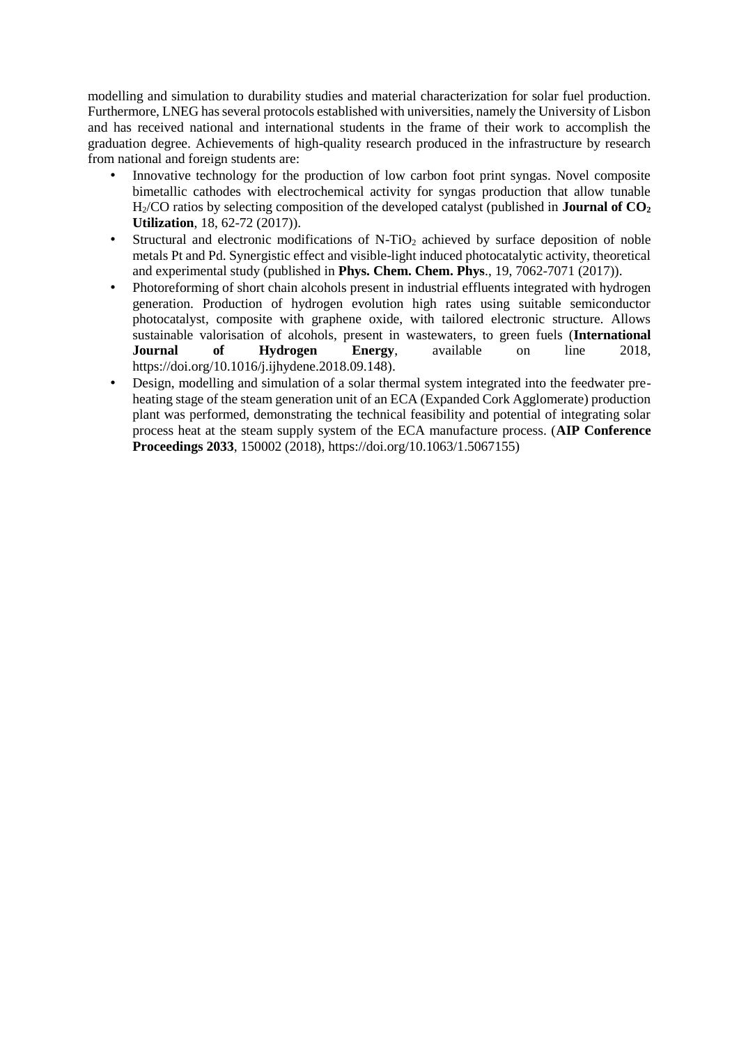modelling and simulation to durability studies and material characterization for solar fuel production. Furthermore, LNEG has several protocols established with universities, namely the University of Lisbon and has received national and international students in the frame of their work to accomplish the graduation degree. Achievements of high-quality research produced in the infrastructure by research from national and foreign students are:

- Innovative technology for the production of low carbon foot print syngas. Novel composite bimetallic cathodes with electrochemical activity for syngas production that allow tunable $H_2$/CO ratios by selecting composition of the developed catalyst (published in **Journal of $CO_2$ Utilization**, 18, 62-72 (2017)).
- Structural and electronic modifications of N-$TiO_2$ achieved by surface deposition of noble metals Pt and Pd. Synergistic effect and visible-light induced photocatalytic activity, theoretical and experimental study (published in **Phys. Chem. Chem. Phys**., 19, 7062-7071 (2017)).
- Photoreforming of short chain alcohols present in industrial effluents integrated with hydrogen generation. Production of hydrogen evolution high rates using suitable semiconductor photocatalyst, composite with graphene oxide, with tailored electronic structure. Allows sustainable valorisation of alcohols, present in wastewaters, to green fuels (**International Journal of Hydrogen Energy**, available on line 2018, https://doi.org/10.1016/j.ijhydene.2018.09.148).
- Design, modelling and simulation of a solar thermal system integrated into the feedwater pre-heating stage of the steam generation unit of an ECA (Expanded Cork Agglomerate) production plant was performed, demonstrating the technical feasibility and potential of integrating solar process heat at the steam supply system of the ECA manufacture process. (**AIP Conference Proceedings 2033**, 150002 (2018), https://doi.org/10.1063/1.5067155)